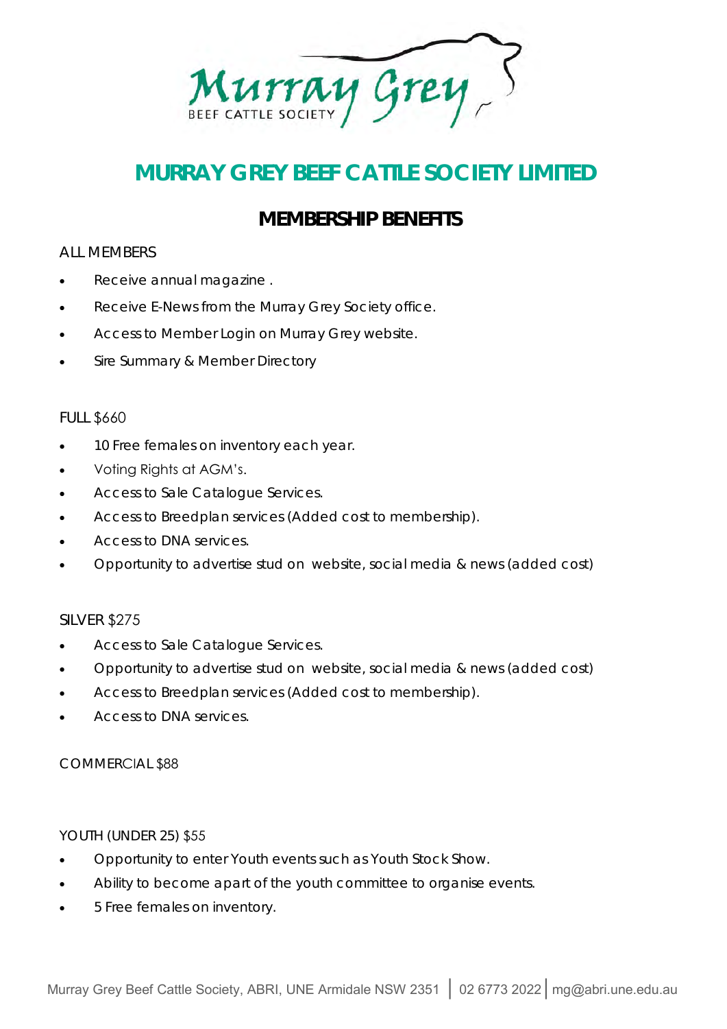# MURRAY GREY BEEF CATTLE SOCIETY LIMITED

## MEMBERSHIP BENEFITS

ALL MEMBERS

- Receive annual magazine .
- Receive E-News from the Murray Grey Society office.
- Access to Member Login on Murray Grey website.
- Sire Summary & Member Directory

FULL $660

- 10 Free females on inventory each year.
- Voting Rights at AGM's.
- Access to Sale Catalogue Services.
- Access to Breedplan services (Added cost to membership).
- Access to DNA services.
- Opportunity to advertise stud on website, social media & news (added cost)

SILVER $275

- Access to Sale Catalogue Services.
- Opportunity to advertise stud on website, social media & news (added cost)
- Access to Breedplan services (Added cost to membership).
- Access to DNA services.

COMMERCIAL $88

YOUTH (UNDER 25) $55

- Opportunity to enter Youth events such as Youth Stock Show.
- Ability to become apart of the youth committee to organise events.
- 5 Free females on inventory.

Murray Grey Beef Cattle Society, ABRI, UNE Armidale NSW 2351 | 02 6773 2022 | mg@abri.une.edu.au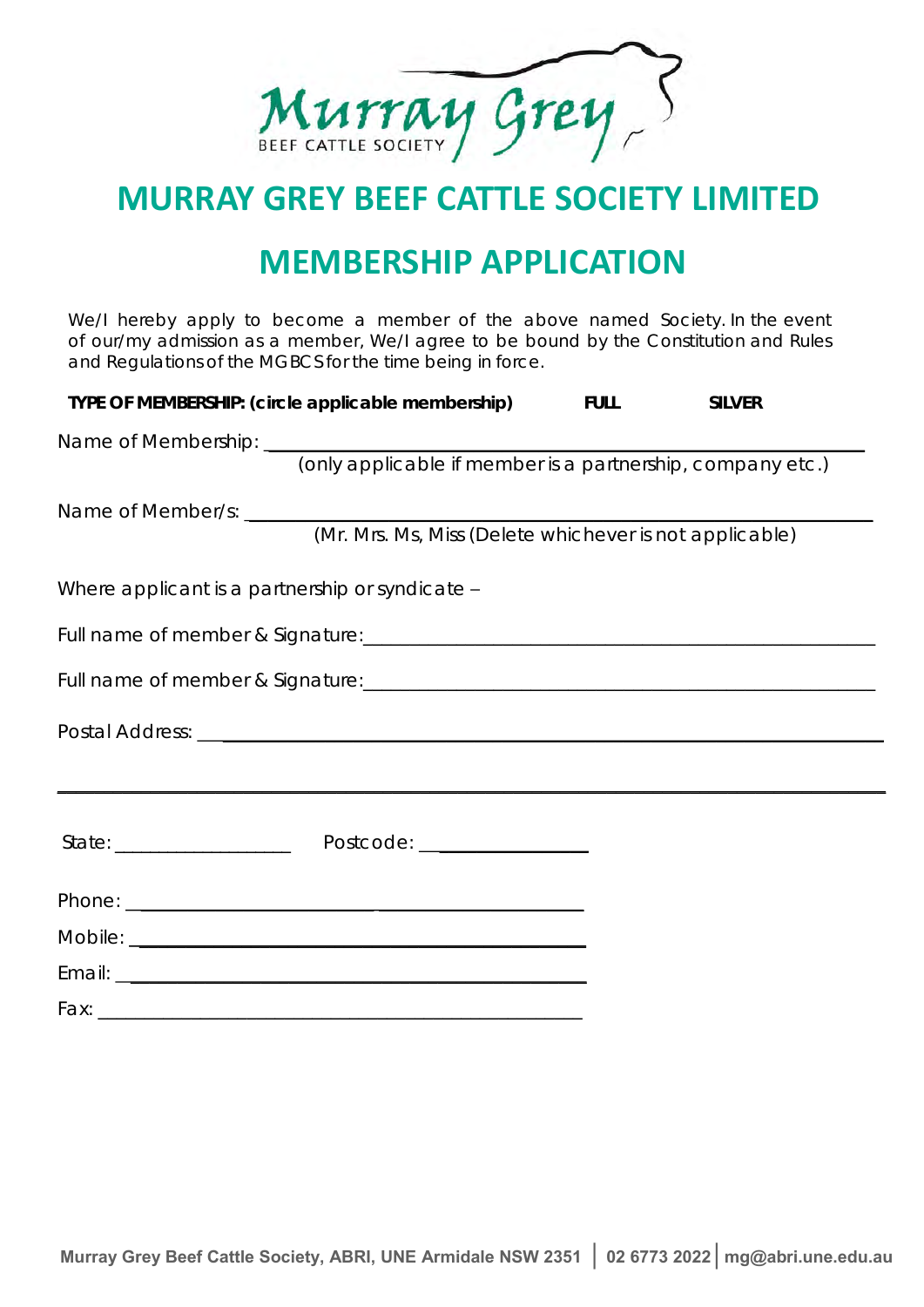# MURRAY GREY BEEF CATTLE SOCIETY LIMITED

## MEMBERSHIP APPLICATION

We/I hereby apply to become a member of the above named Society. In the event of our/my admission as a member, We/I agree to be bound by the Constitution and Rules and Regulations of the MGBCS for the time being in force.

**TYPE OF MEMBERSHIP: (circle applicable membership)** **FULL** **SILVER**

Name of Membership: ______________________________________________
(only applicable if member is a partnership, company etc.)

Name of Member/s: ______________________________________________
(Mr. Mrs. Ms, Miss (Delete whichever is not applicable)

Where applicant is a partnership or syndicate –

Full name of member & Signature: ______________________________________________

Full name of member & Signature: ______________________________________________

Postal Address: ______________________________________________

______________________________________________

State: ________________ Postcode: ________________

Phone: ______________________________________________

Mobile: ______________________________________________

Email: ______________________________________________

Fax: ______________________________________________

Murray Grey Beef Cattle Society, ABRI, UNE Armidale NSW 2351 | 02 6773 2022 | mg@abri.une.edu.au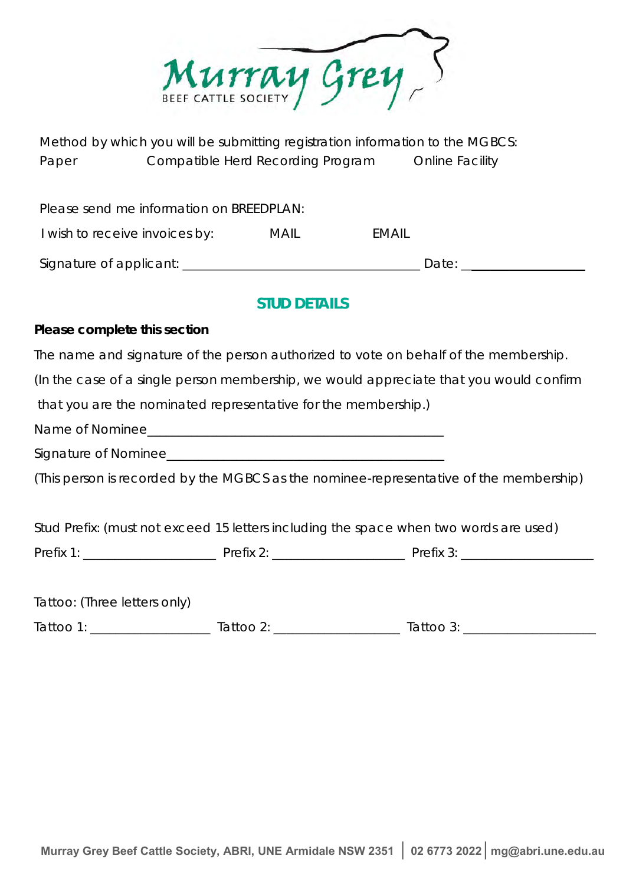Murray Grey BEEF CATTLE SOCIETY

Method by which you will be submitting registration information to the MGBCS:

Paper    Compatible Herd Recording Program    Online Facility

Please send me information on BREEDPLAN:

I wish to receive invoices by:    MAIL    EMAIL

Signature of applicant: ________________________________ Date: ________________

## STUD DETAILS

**Please complete this section**

The name and signature of the person authorized to vote on behalf of the membership.

(In the case of a single person membership, we would appreciate that you would confirm that you are the nominated representative for the membership.)

Name of Nominee____________________________________________

Signature of Nominee_________________________________________

(This person is recorded by the MGBCS as the nominee-representative of the membership)

Stud Prefix: (must not exceed 15 letters including the space when two words are used)

Prefix 1: ___________________ Prefix 2: ___________________ Prefix 3: ___________________

Tattoo: (Three letters only)

Tattoo 1: _________________ Tattoo 2: __________________ Tattoo 3: ___________________

Murray Grey Beef Cattle Society, ABRI, UNE Armidale NSW 2351 | 02 6773 2022 | mg@abri.une.edu.au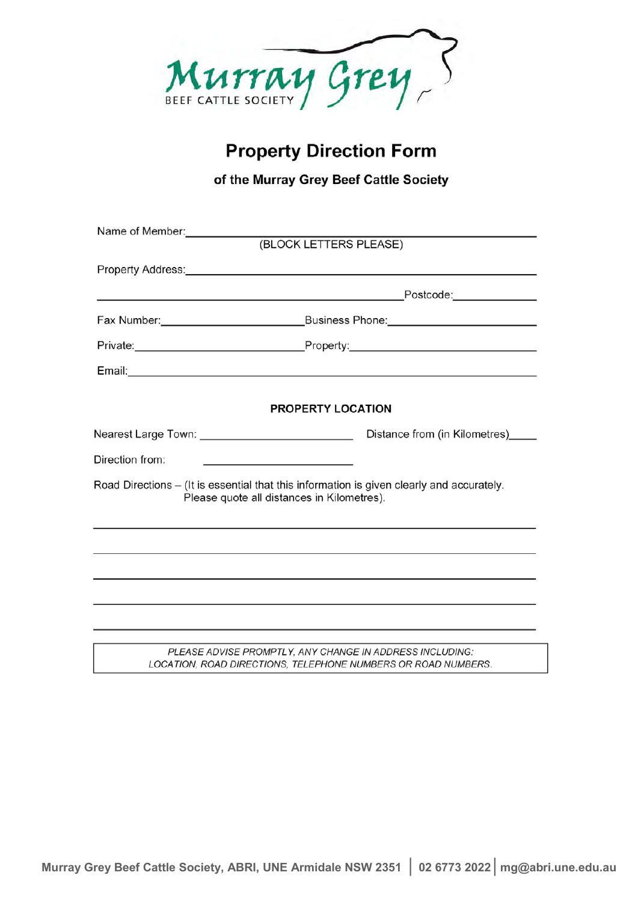Murray Grey

BEEF CATTLE SOCIETY

# Property Direction Form

**of the Murray Grey Beef Cattle Society**

Name of Member:______________________________________________
(BLOCK LETTERS PLEASE)

Property Address:______________________________________________

______________________________________________Postcode:____________

Fax Number:______________________Business Phone:______________________

Private:______________________Property:______________________

Email:______________________________________________

**PROPERTY LOCATION**

Nearest Large Town: ______________________ Distance from (in Kilometres)_____

Direction from: ______________________

Road Directions – (It is essential that this information is given clearly and accurately. Please quote all distances in Kilometres).

______________________________________________

______________________________________________

______________________________________________

______________________________________________

______________________________________________

*PLEASE ADVISE PROMPTLY, ANY CHANGE IN ADDRESS INCLUDING: LOCATION, ROAD DIRECTIONS, TELEPHONE NUMBERS OR ROAD NUMBERS.*

**Murray Grey Beef Cattle Society, ABRI, UNE Armidale NSW 2351 | 02 6773 2022 | mg@abri.une.edu.au**